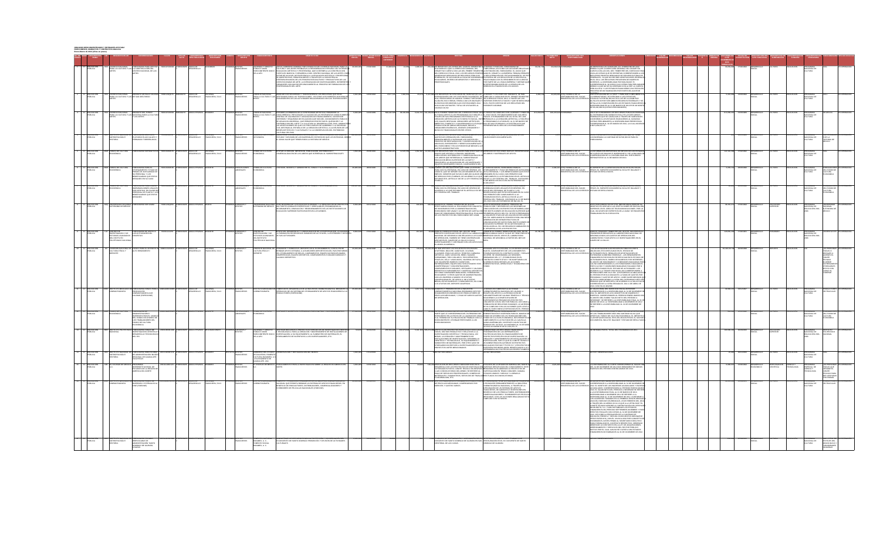| ORGANOS DESCONCENTRADOS Y EN<br>FIDEICOMISOS, MANDATOS Y CONTRI<br>Enero-Marzo de 2013 (cifras en pesos)<br><b>CENTRADOS Y ENTIDADES APOYAD.</b> |                      |                                                |                                                                                                                                                |                                               |                                     |                              |                                                                                                                                   |                                                                                                                                                                                                                                                                                                                                         |                                       |         |  |                                                                                                                                                                                                                                                                                                                                                                                                                                         |                                                                                                                                                                                                                                                                                                                                                                                                                                                                                                                                                       |                                                                                            |                                                                                                                                                                                                                                                                                                                                                                                                                                                                                                                                                                                                                                                                                                                                                                                                                                                                                                               |  |             |                                       |         |                     |                                                                                             |                                                                                                                                                       |
|--------------------------------------------------------------------------------------------------------------------------------------------------|----------------------|------------------------------------------------|------------------------------------------------------------------------------------------------------------------------------------------------|-----------------------------------------------|-------------------------------------|------------------------------|-----------------------------------------------------------------------------------------------------------------------------------|-----------------------------------------------------------------------------------------------------------------------------------------------------------------------------------------------------------------------------------------------------------------------------------------------------------------------------------------|---------------------------------------|---------|--|-----------------------------------------------------------------------------------------------------------------------------------------------------------------------------------------------------------------------------------------------------------------------------------------------------------------------------------------------------------------------------------------------------------------------------------------|-------------------------------------------------------------------------------------------------------------------------------------------------------------------------------------------------------------------------------------------------------------------------------------------------------------------------------------------------------------------------------------------------------------------------------------------------------------------------------------------------------------------------------------------------------|--------------------------------------------------------------------------------------------|---------------------------------------------------------------------------------------------------------------------------------------------------------------------------------------------------------------------------------------------------------------------------------------------------------------------------------------------------------------------------------------------------------------------------------------------------------------------------------------------------------------------------------------------------------------------------------------------------------------------------------------------------------------------------------------------------------------------------------------------------------------------------------------------------------------------------------------------------------------------------------------------------------------|--|-------------|---------------------------------------|---------|---------------------|---------------------------------------------------------------------------------------------|-------------------------------------------------------------------------------------------------------------------------------------------------------|
| No. DE RAMO D                                                                                                                                    |                      |                                                |                                                                                                                                                |                                               |                                     |                              |                                                                                                                                   |                                                                                                                                                                                                                                                                                                                                         |                                       |         |  |                                                                                                                                                                                                                                                                                                                                                                                                                                         |                                                                                                                                                                                                                                                                                                                                                                                                                                                                                                                                                       |                                                                                            |                                                                                                                                                                                                                                                                                                                                                                                                                                                                                                                                                                                                                                                                                                                                                                                                                                                                                                               |  |             |                                       |         |                     |                                                                                             |                                                                                                                                                       |
|                                                                                                                                                  |                      |                                                | CONSEJO NACIONAL PIDE ILLUMISM PARA LA CULTURA Y LAS LA CONSTRUCCIÓN DEL<br>ARTES<br>ARTES CENTRE CENTRE                                       | <b>BANCA DE</b>                               |                                     | <b>UNCIEROS</b>              |                                                                                                                                   | NORDO Y CREATIVO NO EN EL COMERNO A EN EL COMERNO DE CONSTANDO NA EN EL COMERNA DE CONSTANTE DE CONSTANTE EN EL COMERNA DE CONSTANTE DE CONSTANTE DE CONSTANTE DE CONSTANTE DE CONSTANTE DE CONSTANTE DE CONSTANTE DE CONSTAN<br>FESIONALES DEL ARTE<br>CONSEJO NACIONAL MANEJAR CON SEGURIDAD Y TRANSPARENCIA LOS RECURSOS QUE SEAN    | 2,202.0<br>1403/199                   |         |  |                                                                                                                                                                                                                                                                                                                                                                                                                                         | <b><i>INSTRUCTION CONTINUES INTO</i></b><br>SCREW IN A CHARGE CANNOT INSURANCE CAN ARREST MANUSCRIPT IN A SUBSERVER OF A MANUSCRIPT IN A SUBSERVER OF A SUBSERVER OF A MANUSCRIPT IN A SUBSERVER OF A MANUSCRIPT IN A SUBSERVER OF A MANUSCRIPT IN A SUBSERVER OF A MANUS                                                                                                                                                                                                                                                                             |                                                                                            | (2) 医多重用法关节性细胞 医血管性细胞性细胞瘤<br>SE REPORTAN LACI CHUAG COME A CONSECTEUR DE CHARGE DE CHARGE DE CHARGE DE CHARGE DE CHARGE DE CHARGE DE CHARGE DE CHARGE DE CHARGE DE CHARGE DE CHARGE DE CHARGE DE CHARGE DE CHARGE DE CHARGE DE CHARGE DE CHARGE DE CHARGE<br>PÚBLICA 2012 Y LOS ESTADOS FINANCIEROS 2012 ESTAN<br>PROCESO DE DICTAMINACIÓN POR PARTE DEL AUDITOR                                                                                                                                                                                                                                                                                                                                                                                                                                                                                                                                              |  |             |                                       |         |                     | ACIONAL DE<br>ULTURA                                                                        |                                                                                                                                                       |
|                                                                                                                                                  |                      |                                                | CONSEJO NACIONAL MANDATO ANTIGUO COLEI<br>PARA LA CULTURA Y LAS DE SAN IDELFONSO                                                               |                                               | NACIONAL<br>FINANCIERA, S.N.C       | NANCIEROS                    | PARA LA CULTURA Y LAS                                                                                                             | ESTINADOS PARA LAS "EXPOSICIONES", ASI COMO LOS INGRESOS ADICI<br>ROVENIENTES DE LAS ACTIVIDADES RELACIONADAS CON LAS "EXPOSIC                                                                                                                                                                                                          |                                       |         |  | <b>LATI ZERLO RECURSOS DE APLICARCHEM MONTAR DE LAS LA MEDON Y LOS FREES DE MANDATES DE FRANCIA (EN 1992) (CON CARROLLES DE LA CONTROLLES DE LA CONTROLLES DE LA CONTROLLES DE LA CONTROLLES DE LA CONTROLLES DE LA CONTROLLES </b>                                                                                                                                                                                                     |                                                                                                                                                                                                                                                                                                                                                                                                                                                                                                                                                       | 32,426,281 (DTS) FÖRMULA DE LA<br>DISPONIBILIDAD DEL SALDO<br>TRIMESTRAL DE LOS CRITERIO   | PROCESSO DE DICTAMBACIÓN DE LA SIECE Y PARA DER CAUSITOR.<br>CON CAPITAL DE LA SIECE Y PARA DAR CAUSITALISTA.<br>CON CAPITAL DE LA SIECE Y PARA DAR CAUSITALISTA.<br>CONGULTA POR SA 45.0 (21.00 A LAS DE LA UNAN POR SA 201.00 A LA SI                                                                                                                                                                                                                                                                                                                                                                                                                                                                                                                                                                                                                                                                       |  |             |                                       |         |                     | CIONAL DE<br>LTURA                                                                          |                                                                                                                                                       |
|                                                                                                                                                  | EDUCACIÓN            | .                                              | CONSEJO NACIONAL MANDATO DEL FONDO<br>PARA LA CULTURA Y LAS NACIONAL PARA LA CULTURI<br>ARTES<br>EDECOMISO ARCHIVOS                            |                                               |                                     | <b>NYUTUS</b><br>FINANCIEROS |                                                                                                                                   |                                                                                                                                                                                                                                                                                                                                         | 16/10/1995                            |         |  | SHEN DL PRAINT THAN EFTER GEL JURICO FROM APAIL CONFINITION AND CONTAINED THAT THE SHENGARA CONTAINS THE SHENGARA CHARACTER CAR AND AN INTERNATIONAL CONTAINING THE SHENGARA CHARACTER CAR AND ANNOUNCED CONTAINING THE SHENG<br>LOS RECURSOS SE DESTINAN PRINCIPALMENTE A LOSSE CONTINÚA CON LA CATALOGACIÓN DE LAS                                                                                                                    |                                                                                                                                                                                                                                                                                                                                                                                                                                                                                                                                                       |                                                                                            | SOLO SE CONSIDERAN LOS RECURSOS PÚBLICOS FEDERA<br>EL PATRIMONIO DEL MARIANTO NICLUYE LOS RECURSOS<br>FEDERALES QUE SE CANALIZAN A TRAVÉS DE SUBFONDO<br>CORFONIE A LOS ESTADOS PINANCIENOS AL 31/02/013<br>CORFONIE A AS 31 DE MARZO DE 2<br>EN EL DOES (DUESTO DOOGDAMADO DEL INAH SE TIENE                                                                                                                                                                                                                                                                                                                                                                                                                                                                                                                                                                                                                 |  |             | 01/03/1988<br>1610/1985               |         |                     | PROGRAMA<br>NACIONAL DE<br>CULTURA                                                          |                                                                                                                                                       |
|                                                                                                                                                  | PÚBLICA              | ANTROPOLOGÍA E<br>ne cui tup.                  | PLUTARCO ELIAS CALLES Y<br>                                                                                                                    | <b>TOEICOMS</b> BANCA DE                      | <b>NACIONAL</b><br>NANCIERA, S.N.C. | APUTUS<br>FINANCIEROS        | ARONDE 30                                                                                                                         | ESTUDIO Y DIFUSION DE LOS MATERIALES HISTORICOS QUE LOS INTEGRAN, D<br>AL GRAN VALOR QUE TIENEN PARA LA HISTORIA DE MEXICO.                                                                                                                                                                                                             |                                       |         |  | <b>OLOS RECURSOS SE DESTRAN PRINCIPAIRMENTE A LO<br/>CASTOS DE OPERACIÓN DEL FIDEICOMISO,<br/>PRINCIPALMENTE A SUFRAGAR LOS COSTOS DEL<br/>PROCESO DE RESTAURAGÓN Y CONSERVACIÓN DE<br/>ARCHIVOS, EXPEDIENTES Y SERIES DOCUMENTALES<br/>DEL FIDEICOM</b>                                                                                                                                                                                | COLECCIONES DOCUMENTALES.                                                                                                                                                                                                                                                                                                                                                                                                                                                                                                                             | ATPAINING                                                                                  | CONSIDERADA LA CANTIDAD DE \$1500,000.00 PARA EL                                                                                                                                                                                                                                                                                                                                                                                                                                                                                                                                                                                                                                                                                                                                                                                                                                                              |  |             |                                       |         |                     | ACIONAL DE<br>IULTURA                                                                       | S DE LA<br>HISTORIA DE                                                                                                                                |
|                                                                                                                                                  | EDUCACIÓN<br>PÚBLICA |                                                |                                                                                                                                                | <b>DESCOMES BANCA DE</b>                      | MCIONAL<br>FINANCIERA, S.N.C        | FINANCIEROS                  | INDO DE CULTURA<br>IONÓMICA                                                                                                       | .<br>APOYAR LA EDICIÓN, IMPRESIÓN, PUBLICACIÓN, DISTRIBUCIÓN Y<br>COMERCIALIZACIÓN DE LOS LIBROS QUE INTERESAN AL SUBSISTEI<br>N AL SUBSISTEMA DGETI<br>ODE, INVERTA Y ADMINISTRE EL FONDO Y SUS RENDIMENTOS                                                                                                                            | 25/06/1992                            |         |  | $\begin{tabular}{l c c c} \hline & \multicolumn{2}{c}{\textbf{25.5}} \\ \hline \multicolumn{2}{c}{\textbf{26.5}} & \multicolumn{2}{c}{\textbf{26.5}} & \multicolumn{2}{c}{\textbf{26.5}} & \multicolumn{2}{c}{\textbf{26.5}} & \multicolumn{2}{c}{\textbf{26.5}} & \multicolumn{2}{c}{\textbf{26.5}} & \multicolumn{2}{c}{\textbf{26.5}} & \multicolumn{2}{c}{\textbf{26.5}} & \multicolumn{2}{c}{\textbf{26.5}} & \multicolumn{2}{c}{$ | .<br>IMPRESION DE EDICIONES NUEVAS, REMPRESIO<br>DE LIBROS Y MATERIALES DE APOYO.                                                                                                                                                                                                                                                                                                                                                                                                                                                                     |                                                                                            | (DTS) FÓRMALA DE LA <b>14 DE LA DE CONSUCIÓN REPORTADA SE OBTUVO DE LOS EST.</b><br>DISPONIBILIDAD DEL SALDO - DE CUENTA DE BANCOS E PAVERSIONES Y DE LA BALAM<br>TRIMESTRAL DE LOS CRITERIOS COMPROBACION DE LA CONTABILIDAD DEL FIDEICO                                                                                                                                                                                                                                                                                                                                                                                                                                                                                                                                                                                                                                                                     |  |             | 122/1993                              |         |                     | <b>AMA</b><br>ACIONAL DE<br>TURA                                                            |                                                                                                                                                       |
|                                                                                                                                                  |                      |                                                | RGAMENTO Y PAGO DE<br>JAS DE ANTIGÚEDAD DE<br>VERSONAL Y LOS<br>EFICIARIOS QUE ESTOS<br>IGNEN EN SU CASO                                       |                                               |                                     |                              | FONDO DE CULTURA<br>ECONÓMICA                                                                                                     |                                                                                                                                                                                                                                                                                                                                         | 46,980,840<br>2003/199                |         |  | <b>EXAMPLE SCHOOLS PARK AT CHAPMENT OF A CONTRACTOR IN THE CONSULTANT AND INTERFERING TO A CONSULTANT OF A CONSULTANT AND A CONSULTANT AND A CONSULTANT OF A CONSULTANT OF A CONSULTANT AND INTERFERING TO A CONSULTANT OF A CO</b>                                                                                                                                                                                                     |                                                                                                                                                                                                                                                                                                                                                                                                                                                                                                                                                       |                                                                                            |                                                                                                                                                                                                                                                                                                                                                                                                                                                                                                                                                                                                                                                                                                                                                                                                                                                                                                               |  | 2,225       | 2803/199                              |         |                     | $\begin{array}{r} \text{.JGRAMA} \\ \text{NACIONAL DE} \\ \hline \text{ULTURA} \end{array}$ | TRABALADORI<br>DEL FONDO D<br>CULTURA<br>ECONOMICA                                                                                                    |
|                                                                                                                                                  | pública              |                                                | MISO PARA CITER<br><b>JONES LE</b><br>DESPIDO, EN FAVOR DE<br><b>EDCURPS OUT EST</b>                                                           |                                               |                                     | LABORALES                    | <b>WOODECULTURA</b><br>VÓMEA                                                                                                      | TODIE INVERTA Y ADMINISTRE EL EDNOO Y SUS RENDAMENTO                                                                                                                                                                                                                                                                                    |                                       |         |  |                                                                                                                                                                                                                                                                                                                                                                                                                                         | CUBRIR LAS OBLIGACIONES QUE TIENE LA ENTIDAD EL CONTAR CON EL FIDEICOMISO PARA CUBRIR<br>CUBRISK LAN CHRAMMUNING LUIGI EINE LA ENVIDING DE DE LORI NATAK CON ELE FUEBILLORIS D'ARRA CUBRISTO, EN<br>PARA CON SU PERSONAL EN CASO DE DESPEIO DE DINORMAZACIONES LEGALES POR DESPIDO, EN<br>LEY FEDERAL DEL TRABAJO.<br>LEY FEDERA<br>BENEFICIARIOS QUE ESTOS DESIGNEN EN SU O<br>NOS PERMITIÓ DAR CUMPLIMENTO ALO<br>ESTABLECIDO EN EL ARTICULO SO DE LA LEY<br>FEDERAL DEL TRABAJO, CONTANDO AL 31 DE N<br>DEL 2013 CON UN PATRIMONIO DE \$92,191.79. |                                                                                            | ON THE REAL SEA COMPORTED A MORTALIÓN INCLUSION IN THE CONSTRUCTS OF A MARKET COMPORTED COMPANY INCLUYE BALANCE<br>CHEPCHIBLIDAD DEL SALDO PESOS, EL SOPORTEDOCUMENTAL INCLUYE: BALANCE<br>TRIMESTRAL DE LOS CRITERIOS (ESTADO DE RE                                                                                                                                                                                                                                                                                                                                                                                                                                                                                                                                                                                                                                                                          |  |             |                                       |         |                     | <b>DAMI</b><br>CIONAL DE<br>LTURA                                                           | DEL FONDO DE<br>CULTURA<br>ECONOMICA                                                                                                                  |
|                                                                                                                                                  | 8 11 EDUCACIÓN       |                                                | <b>DEICOMISO SERVINAM</b>                                                                                                                      | TODOSANOSE SEDESCOARS BANCA DRIVADA SERENI    |                                     | FEDERAL SUBSIDIOS Y          | <b>CMA DE MÉXICI</b>                                                                                                              | PARA MODERNIZAR LA EDUCACIÓN SUPERIOR Y LA REALIZACIÓN DE PROYECT<br>MIL TINSTITUCIONALES ESPECÍFICOS Y VERIFICABLES, INCLAMNADOS AL<br>MILURAMIENTO, INNOVACIÓN Y REORDENMIENTO DE LAS INSTITUCIONES DE<br>EDUCACIÓN SUPERIOR PARTICIP                                                                                                 | 1012/1993<br>40,405.097<br>6500.000   |         |  | 433.2020 DESIGN TREATION CONTROL AND CONTROL AND CONTROL AND CONTROL AND CONTROL AND CONTROL AND CONTROL AND CONTROL AND CONTROL AND CONTROL AND CONTROL AND CONTROL AND CONTROL AND CONTROL AND CONTROL AND CONTROL AND CONTR                                                                                                                                                                                                          | GENERACIÓN DE INFRAESTRUCTURA DE<br>COMUNICACIÓN DE DATOS PARA INSTITUC<br>COMUNICACION DE DATOS PARA INSTITUCIONES<br>DDUCACIÓN AL FID. DE RECURSOS SOBRANTES<br>DEVOLUCIÓN AL FID. DE RECURSOS SOBRANTES<br>EL DESARROLLO DE LOS PROYECTOS.                                                                                                                                                                                                                                                                                                         | AS 403 450 45403 450 PATRIMONIO                                                            | ESTE FIDEOCMISO ES DE VITAL IMPORTANCIA PORQUE SU<br>OBJETIVO ES APOYAR A LAS INSTITUCIONES DE EDUCADÓN<br>SUPERIOR, EN EL ÁREA DE TELECOMUNICACIONES, POR LO<br>CIUALUNGO EN SU EJECUCIÓN.<br>TRABAJNEO EN SU EJECUCIÓN.                                                                                                                                                                                                                                                                                                                                                                                                                                                                                                                                                                                                                                                                                     |  |             | 38,745,471 27/01/1994 DESARROLLO      |         |                     | PROGRAMA<br>NACIONAL DE<br>EDUCACIÓN 2001                                                   | UNIVERSIDAD<br>NACIONAL<br>AUTONOMA DE<br>MEXICO<br><b>COMMANDS</b>                                                                                   |
|                                                                                                                                                  | educación<br>Pública |                                                | CENTRO DE PERSONISO DE APOYO A INVESTIGACIÓN Y DE LAS ACTIVIDADES DEL<br>ESTUDIDS AVANZADOS CINVESTAV<br>DEL INSTITUTO<br>POLITÈCNICO NACIONAL | 100011L4J278 IFIDEICOMS BANCA PRIVADA BANORTE |                                     |                              | CENTRO DE<br>INVESTIGACIÓN Y DE<br>ESTUDIOS AVANZADOS<br>DEL INSTITUTO<br>POLITÉCNICO NAGIONAL                                    | POYO DEL DESARROLLO Y CONSOLIDACIÓN DE LA INVESTIGACIÓN, LA DOCENCI <sup>R</sup> , 9,864,619 = 27,67/1994<br>I FORMACIÓN DE RECURSOS HUMANOS DE ALTO NIVEL, LA EXTENSIÓN Y DIFUSIÓN<br>E SUS ACTIVIDADES.                                                                                                                               | 24,469.057                            |         |  | TROPIERS IN EXERCIST PAPARTICAL CONTRACTOR (CONTROL CONTROL CONTRACTOR)<br>INSTRUCTION CONTRACTOR CONTRACTOR CONTRACTOR CONTRACTOR CONTRACTOR (CONTRACTOR)<br>INCOLOR CONTRACTOR (AND INSTRUCTION AND CONTRACTOR)<br>CONTRACTOR CONTRA                                                                                                                                                                                                  | 24.708.318                                                                                                                                                                                                                                                                                                                                                                                                                                                                                                                                            | 24.708.317 PATRIMONIO                                                                      | PARA EL SEGUNDO TRIMISTRE DEL 2013 SE TIEN PREVIST<br>TRASMEROR RECURSOS AL LABORATORIO NACIONAL DE<br>GENORICA PARA LOS GASTOS DE OPERACION DEL<br>LABORATORIO Y DAR APOYO A S INVESTIGADORES EN EL<br>CAMPO DE LA SALUD.                                                                                                                                                                                                                                                                                                                                                                                                                                                                                                                                                                                                                                                                                    |  | 106 855 948 | 17/04/1901<br>DESARROLLO              |         |                     | ROGRAMA<br>IACIONAL DE<br>ACIÓN 21                                                          | MARKTAN IDN 17N ODERACIÓN                                                                                                                             |
|                                                                                                                                                  |                      | URA FÍSICA <sup>.</sup><br>XRTE                | 0494 EL DEDO                                                                                                                                   |                                               | DNAL<br>KOERA, S.N.C                |                              | CULTURA FÍSICA Y<br>DEPORTE                                                                                                       | ON NACIONAL DE PROMUEVE Y FOMENTA EL DEPORTE DE ALTO RENDMENTO, CON EL FRIDE<br>ERA FÍSICA Y ARRIBINA POVO NETIDEAL A LOS MEJORES DEPORTETAS DEL PAUS POR MEDIDI<br>COMPETENCIAS, EDURO DE DECAS, CAMPAMENTOS, EDURO MILTIDISCIPLINA                                                                                                    |                                       |         |  | THE REPORT FOR THE REPORT OF A REPORT OF THE TABLE THAT THE RESULT.<br>AN LUMO LUMOIKINS BANCARAS, MUNDIANOUS<br>CON UN UNIVERSO A MARZO 176 ATLETAS<br>CON UN UNIVERSO A MARZO 176 ATLETAS<br>CONVENCIONALES, EE APOYO A 180 ATLETAS<br>A 15 ATLETAS DEL DEPORTE ADAPTADO.<br>A 15 ATLETAS DEL DEPORTE ADAPTADO.                                                                                                                       |                                                                                                                                                                                                                                                                                                                                                                                                                                                                                                                                                       |                                                                                            | (FTE) FORMAL A DE LA AUSTRA MONTAGONIES DE REGURADO PUBLICOS POR ESTE UNIDENSE DE REGURADO EN EL CONSTANTE DE REGURADO EN EL CONSTANTE DE CONSTANTE DE CONSTANTE DE CONSTANTE DE CONSTANTE DE CONSTANTE DE CONSTANTE DE CONST<br>PUR 3 112500 T LUMBOURES BRIDGERS PRINCIPALS LOS<br>EXISTENDE ALA TESOFE POR \$1,091,202 CORRESPONDEN<br>ENTEROS A LA TESOFE POR \$1,091,202 CORRESPONDEN<br>RETENCIONES POR IVA E ISR -LOS EGRESOS ACUMULADI<br>RETENCIONES FOR IVA E ISP -LOS EGRESSOS ACUMULADOS<br>EL PERIODO POR 5 22,286,940 ES LA SUBA DE GASTOS POR<br>SE DEVOLO POR 5 22,286,940 ES LA SUBA DE GASTOS POR<br>SE ESTA ODRRIGIENDO LA CIFRA DEL PATRIMONO NETO DE<br>PERIODO QUE SE                                                                                                                                                                                                                   |  |             |                                       |         |                     |                                                                                             | LAS PENGANY<br>FISICAS O<br>MORALES A<br>GUERES TECNICO<br>FICNICO<br>ACUERDE<br><b>CORRESAMENT</b><br>OTORGARLES<br>APOYO CON<br>CARGO AL<br>FODEPAR |
|                                                                                                                                                  | 11 11 EDUCACIÓN      | LITO MEXICANO DE                               | DESCOMISO EDADO PAR<br>IMATOGRÁFICA DE<br>DAD (FOPROGINE)                                                                                      | <b>IFIDEICOMS BANCA DE</b>                    | NACIONAL<br>FINANCIERA, S.N.C       | CIEROS                       |                                                                                                                                   | INSTITUTO MEXICANO DE FOMENTAR EL DESARROLLO DE LA INDUSTRIA CINEMATOGRAFICA, MEDIANTE LA 25,000,000<br>CINEMATOGRAFÍA - OPERACION DE UN SESTEMA DE OTORGAMIENTO DE APOYOS FRANCIEROS A LO<br>PRODUCTORES (PODENCTORES (FOPROCINE)<br><b>CONTRACTORS IN BATHERING</b>                                                                   | 34,558,167<br>27 048 248<br>101211003 | 74092.5 |  | 16,601,543 FOMENTO Y PROMOCIÓN DE LA INDUSTRIA<br>CONDITIONS IN A MONTH CONTRACT CONTRACT CONTRACT AND CONDUCT AND CONDUCT AND CONDUCT AND CONDUCT AND CONDUCT A<br>TRANSFERING IN A MORE CONTRACT CONTRACT AND A MONETARY TED AND CONDUCT AND CONDUCT AND CONDUCT AND CONDUCT AN<br>T                                                                                                                                                  | 23,400,488<br>CONJUNTOS CON EL SECTOR PUBLICO, ASI COMO<br>53 HA CUMPLIDO CON LAS ACCIONES QUI LLEVIO<br>53 HA CUMPLIDO CON LAS ACCIONES QUI LLEVIO<br>CABO EL FIDBICOMISO (FOPROCINE) EN EL PERÍO                                                                                                                                                                                                                                                                                                                                                    | 434,209,928 (DTS) FÖRMULA DE LA<br>DISPONIBILIDAD DEL SALDO<br>TRIMESTRAL DE LOS CRITERIOS | EL SALDO FINAL DEL EJERCICIO FISCAL ANTERIOR:<br>CORRESPONDE A LA FASISTATIU (PARTIA PARTICULAR)<br>EL SALDO FINAL DEL EJEMPLOJ FINANCA ANTERIOR (FINANCA)<br>2012: EL IMPORTE DE LOS CONCEPTOS DE INGRESOS Y<br>EGRESOS: CORRESPONDEN AL PERÍODO ENERO-MARZO 20<br><b>EURISIONS CURRENT MONTH AL PERIODO A METODO A METODO A METODO A METODO A METODO A METODO A METODO A METODO A METODO A METODO A METODO A METODO A METODO A METODO A METODO A METODO A METODO A METODO A METODO A METODO A METO</b>                                                                                                                                                                                                                                                                                                                                                                                                      |  | 34,558,567  | 02/12/1997<br>DESARROLLO<br>1012/1002 |         |                     | CIONAL DE<br>LTURA                                                                          | PRODUCTORES EN OPERACIÓN                                                                                                                              |
|                                                                                                                                                  |                      |                                                | FIDEICOMISO DE<br>ADMINISTRACIÓN E<br>INVERSIÓN PARA EL MAND<br>DEL FONDO DE AUCIRIO<br>FONDO DE CULTURA<br>FONDO DE CULTURA<br>ECONÓMICA      |                                               |                                     | LPRESTACIONES<br>LABORALES   | FONDO DE CULTURA<br>ECONÓMICA                                                                                                     |                                                                                                                                                                                                                                                                                                                                         |                                       |         |  | <b>STREAM AND A CONTROL CONSUMER CONSUMER CONSUMER AND CONSUMER AND CONSUMER AND CONSUMER AND CONSUMER AND CONSUMER AND CONSUMER AND CONSUMER AND CONSUMER AND CONSUMER AND CONSUMER AND CONSUMER AND CONSUMER AND CONSUMER AND </b>                                                                                                                                                                                                    | 3E 2013 UN IMPORTE DE \$ 2,624,251.75<br>OYO A LOS PROYECTOS ESPECÍFICOS VINCULADOS ADMINISTRAR LOS RECURSOS FINANCIEROS                                                                                                                                                                                                                                                                                                                                                                                                                              |                                                                                            | 2,694,254,197151 PORMAL A DE LA CONSTITUITO POR LAS APORTACION CESA CONSTITUITO POR LAS APORTACION CHE ANNI DU<br>2012 DESPONSIBILIBAD DE LOS CHE DE SALO DE LOS TRANSANCO DE CHE ANNI DUAL CHE<br>37 DE LOS CARTERIOS (APORTA EL FO<br>I INTEGRA POR EL TOTAL DEL I                                                                                                                                                                                                                                                                                                                                                                                                                                                                                                                                                                                                                                          |  |             |                                       |         |                     | DGRAMA<br>CIONAL DE<br>LTURA                                                                | TRABAJADORE)<br>DEL FONDO DE<br>CULTURA<br>ECONOMICA                                                                                                  |
|                                                                                                                                                  |                      | CIONAL                                         | ISTIGACIÓN CIENTÍFICA<br>ARROLLO TECNOLÓGIO<br><b>ELIPN</b>                                                                                    |                                               |                                     |                              |                                                                                                                                   | STINAR RECURSOS A PROYECTOS ESPECÍFICOS DE INVES<br>FORMATION CONSULTED AND A SERVE AND MANUFACTURE OF INSTALACIONS OF PERSON TRANSPORTED A SERVER OF INSTALACIONS O<br>PORICONTENTE ÚNICO NO ENTERVIDOR, A SU EQUIPABRITO, AL SUBMISTRO OF INSTALACIONES O<br>DE LA APC CONSULTED OTORG<br><b>INSERVACIÓN Y RESTAURACIÓN DEL MUSEC</b> | 1,000.0                               |         |  | HAY RECURSOS                                                                                                                                                                                                                                                                                                                                                                                                                            | HAY RECURSOS                                                                                                                                                                                                                                                                                                                                                                                                                                                                                                                                          | RIMONIC                                                                                    | AY OBSERVACIONE                                                                                                                                                                                                                                                                                                                                                                                                                                                                                                                                                                                                                                                                                                                                                                                                                                                                                               |  |             |                                       |         |                     | CIONAL DE<br>IUCACIÓN 2001-                                                                 | POLITECNICO<br>NACIONAL                                                                                                                               |
|                                                                                                                                                  | EDUCACIO             |                                                | FIDEICOMISO IRREVOCABLE<br>TECAS<br>TECAS                                                                                                      |                                               |                                     | a<br>Trace                   | GOBIERNO DEL ESTADO<br>DE ZACATEAS, FOMENTI<br>DE ZACATEAS, FOMENT<br>CLE.TURAL BANAMEX, A<br>, AYUNTAMENTO DE<br>GUADALUPE, ZAC. |                                                                                                                                                                                                                                                                                                                                         | 17/12/20                              |         |  |                                                                                                                                                                                                                                                                                                                                                                                                                                         |                                                                                                                                                                                                                                                                                                                                                                                                                                                                                                                                                       |                                                                                            |                                                                                                                                                                                                                                                                                                                                                                                                                                                                                                                                                                                                                                                                                                                                                                                                                                                                                                               |  |             | 3011/200                              |         |                     | <b>TURA</b>                                                                                 |                                                                                                                                                       |
|                                                                                                                                                  |                      |                                                | <b>ROGRAMA</b><br>RAMA<br>INSTITUCIONAL DE<br>DIOS DE LA REGIÓN<br>ICA DEL NORTE                                                               |                                               |                                     | <b>INANCIEROS</b>            | corpts be report                                                                                                                  |                                                                                                                                                                                                                                                                                                                                         | 1,000.0                               |         |  | WINE ENGANGERMAN OTOROGANINE & DRODG KTT                                                                                                                                                                                                                                                                                                                                                                                                | <b>219 API AGOS DE RECURSOS FUELCOM FOS EN EL "ESTUDIO DE LA REGION DE AMBIECA DEL NORTE DE VIDEO DE LA CONSERVACIÓN DE LA CONSERVACIÓN DE LA CONSERVACIÓN DE LA CONSERVACIÓN DE LA CONSERVACIÓN DE LA CONSERVACIÓN DE LA CONSE</b>                                                                                                                                                                                                                                                                                                                   | 2.925.483                                                                                  | LA DISPONIBILIDAD AL CORTE CORRESPONDE AL SALDO T<br>DEL 31 DE DICIEMBRE DE 2012 MAS RENDBAIENTOS MENO<br>DGRESOS DEL PERIODO ENERO MARZO DE 2013.                                                                                                                                                                                                                                                                                                                                                                                                                                                                                                                                                                                                                                                                                                                                                            |  | 6.008.0     | 12/04/1994<br>COMO                    | NTÍFICA | encia y<br>Cnología | PROGRAMA<br>ESPECIAL DE<br>CIENCIA Y<br>TECNOLOGÍA                                          | FISICAS QUE<br>DESIGNE EL<br>COMITE                                                                                                                   |
|                                                                                                                                                  | <b>BUULAS</b>        |                                                | NVERSIÓN Y ESTÍMULOS AL<br>(FIDECNE)                                                                                                           | BANCA DE<br>DESARROLLO                        | NACIONAL<br>FINANCIERA, S.N.C       | <b>FINANCIEROS</b>           |                                                                                                                                   | -<br>MACIONAL QUE PERMITA BRNDAR UN SISTEMA DE APOYOS FINANCIEROS<br>BRNEFICIO DE PRODUCTORES, DESTRIBUDORES, COMERCIALIZADORES<br>EXHIBIORES DE PELICULAS NACIONALES (FIDEOREL                                                                                                                                                         |                                       |         |  | COMPROMISOS POR<br><b>RCER, Y GASTOS VARIOS</b>                                                                                                                                                                                                                                                                                                                                                                                         | EL FIDEICOMSO TIENE LA FINALIDAD DE FOI<br>Y PROMOVER PERMANENTEMENTE LA INDUI<br>CINEMATOGRÁFICA NACIONAL, A TRAVÉS DE LA<br>INTEGRACION DE UN SISTEMA DE APOYOS<br>DENEFICIO DE LOS PRODUCTORES, DISTRIBUIDO<br>CMENEFICIO DE LOS PRODUCTORES, DISTRIBUIDO<br>CMENCANAS, CON LAS ACCIONES REALIZADAS SE<br>CUMPLIDO CON SU MISIÓN.                                                                                                                                                                                                                  | GIOTS) FORMULA DE LA<br>DISPONIBILIDAD DEL SALDO<br><b>ESTRAL DE LOS CRITE</b>             | EL MPORTE DEL SALDO DEL EJERCICIO FISCAL ANTERIOR:<br>CORRESPONDE A LA DISPONIBILIDAD AL 31 DE DICIEMBRE D<br>5 JOIL EL NONTO DE LOS INGRESOS ACUNULADOS Y EGRES<br>ACUNULADOS: CORRESPONDEN AL PERÍODO ENERO MARZE<br>ACUAL ACOS CONSESPONDENTAL PERÍODS ARENTES (2011). A 2410 NATIONAL AND SAN CONSESPONDENT REPORT OF THE STATE CONSESPONDENT OF THE STATE CONSESPONDENT OF THE STATE CONSESPONDENT OF THE STATE CONSESPONDENT OF THE STATE CONS<br>FINANCIEROS DEL PERIODO SEPTIEMBRE-DICIEMBRE Y I<br>EFECTOS FISCALES CON CIFRAS AL 31 DE DICIEMBRE DI<br>2012, ASÍ COMO LA EROGACIÓN DE LA CANTEND DE<br>\$36,819.56 (TREINTA Y SEIS ME, OCHOCIENTOS DECINUE)<br><b>536, NG 26 (THAIRIN + 7 SAID MA LACINDO POR CONCEPTOR AND STATEMENTS IN A NECKLIDO POR CONCEPTOR AND A CONTRACT AND A CONTRACT AND A CONTRACT AND A CONTRACT AND A CONTRACT AND A CONTRACT AND A CONTRACT AND A CONTRACT AND </b> |  |             |                                       |         |                     | NACIONAL DE                                                                                 |                                                                                                                                                       |
|                                                                                                                                                  |                      | <b>ITO NACIONAL DE</b><br>ROPOLOGÍA E<br>TORIA | <b>IRREVOCABLE DE</b><br>USTRACIÓN SANTO<br>ISO DE GUZMÁN,                                                                                     |                                               |                                     | <b>EROS</b>                  | TO CLE TIRA<br><b>DANAIEX, A.C.,<br/>BANAIEX, A.C.,<br/>BANAIEX, A.C.</b>                                                         | WINISTRAR LOS RECURSOS PARA LA PROTECCIÓN Y CONSERVACIÓN DEL:<br>CONVENTO DE SANTO DOMINGO PROMOCIÓN Y DIFUSIÓN DE ACTIVIDADES<br>'LTURALES                                                                                                                                                                                             |                                       |         |  | STRABAJOS DE RESTAURACIÓN Y ADECUACIÓN DEL EXÍSE ESTAN LLEVANDO A CABO TRABAJOS DE<br>CONVENTO DE SANTO DOMINIGO DE GUZMÁN EN SAN FRESTAR LOR LA MINICION DE SANTO<br>CRISTÓBAL DE LAS CASAS.                                                                                                                                                                                                                                           |                                                                                                                                                                                                                                                                                                                                                                                                                                                                                                                                                       |                                                                                            |                                                                                                                                                                                                                                                                                                                                                                                                                                                                                                                                                                                                                                                                                                                                                                                                                                                                                                               |  |             |                                       |         |                     | CIONAL DE<br>LTURA                                                                          | ANI, CTRO, DE <sup>1</sup> EN OPERACIÓN<br>EXTILES DEL                                                                                                |